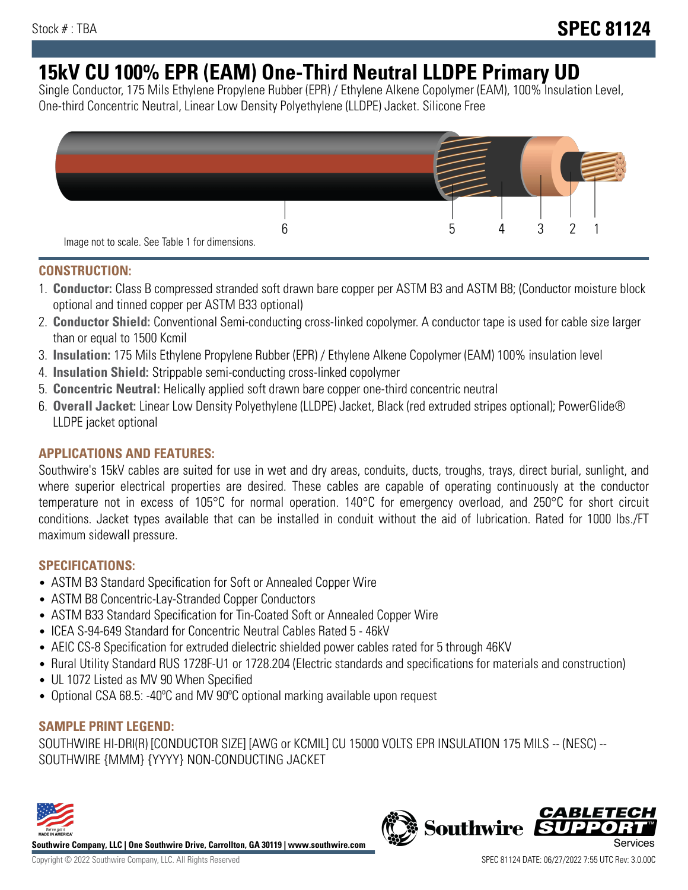Stock # : TBA

# SPEC 81124

# 15kV CU 100% EPR (EAM) One-Third Neutral LLDPE Primary UD

Single Conductor, 175 Mils Ethylene Propylene Rubber (EPR) / Ethylene Alkene Copolymer (EAM), 100% Insulation Level, One-third Concentric Neutral, Linear Low Density Polyethylene (LLDPE) Jacket. Silicone Free

Image not to scale. See Table 1 for dimensions.

## CONSTRUCTION:

1. **Conductor:** Class B compressed stranded soft drawn bare copper per ASTM B3 and ASTM B8; (Conductor moisture block optional and tinned copper per ASTM B33 optional)
2. **Conductor Shield:** Conventional Semi-conducting cross-linked copolymer. A conductor tape is used for cable size larger than or equal to 1500 Kcmil
3. **Insulation:** 175 Mils Ethylene Propylene Rubber (EPR) / Ethylene Alkene Copolymer (EAM) 100% insulation level
4. **Insulation Shield:** Strippable semi-conducting cross-linked copolymer
5. **Concentric Neutral:** Helically applied soft drawn bare copper one-third concentric neutral
6. **Overall Jacket:** Linear Low Density Polyethylene (LLDPE) Jacket, Black (red extruded stripes optional); PowerGlide® LLDPE jacket optional

## APPLICATIONS AND FEATURES:

Southwire's 15kV cables are suited for use in wet and dry areas, conduits, ducts, troughs, trays, direct burial, sunlight, and where superior electrical properties are desired. These cables are capable of operating continuously at the conductor temperature not in excess of 105°C for normal operation. 140°C for emergency overload, and 250°C for short circuit conditions. Jacket types available that can be installed in conduit without the aid of lubrication. Rated for 1000 lbs./FT maximum sidewall pressure.

## SPECIFICATIONS:

- ASTM B3 Standard Specification for Soft or Annealed Copper Wire
- ASTM B8 Concentric-Lay-Stranded Copper Conductors
- ASTM B33 Standard Specification for Tin-Coated Soft or Annealed Copper Wire
- ICEA S-94-649 Standard for Concentric Neutral Cables Rated 5 - 46kV
- AEIC CS-8 Specification for extruded dielectric shielded power cables rated for 5 through 46KV
- Rural Utility Standard RUS 1728F-U1 or 1728.204 (Electric standards and specifications for materials and construction)
- UL 1072 Listed as MV 90 When Specified
- Optional CSA 68.5: -40ºC and MV 90ºC optional marking available upon request

## SAMPLE PRINT LEGEND:

SOUTHWIRE HI-DRI(R) [CONDUCTOR SIZE] [AWG or KCMIL] CU 15000 VOLTS EPR INSULATION 175 MILS -- (NESC) -- SOUTHWIRE {MMM} {YYYY} NON-CONDUCTING JACKET

**Southwire Company, LLC | One Southwire Drive, Carrollton, GA 30119 | www.southwire.com**

Copyright © 2022 Southwire Company, LLC. All Rights Reserved

SPEC 81124 DATE: 06/27/2022 7:55 UTC Rev: 3.0.00C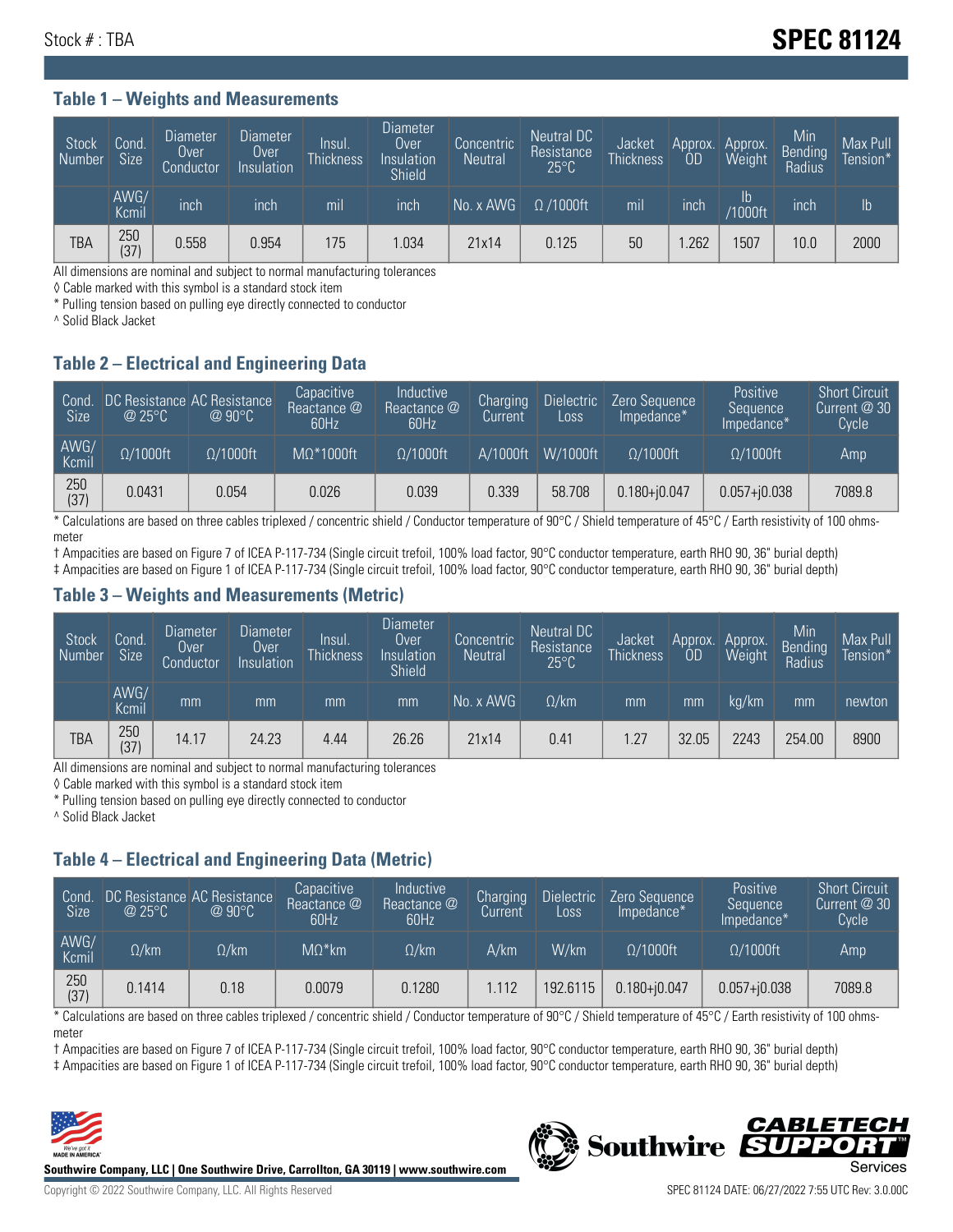Stock # : TBA

# SPEC 81124

## Table 1 – Weights and Measurements

| Stock Number | Cond. Size | Diameter Over Conductor | Diameter Over Insulation | Insul. Thickness | Diameter Over Insulation Shield | Concentric Neutral | Neutral DC Resistance 25°C | Jacket Thickness | Approx. OD | Approx. Weight | Min Bending Radius | Max Pull Tension* |
|---|---|---|---|---|---|---|---|---|---|---|---|---|
| | AWG/ Kcmil | inch | inch | mil | inch | No. x AWG | Ω /1000ft | mil | inch | lb /1000ft | inch | lb |
| TBA | 250 (37) | 0.558 | 0.954 | 175 | 1.034 | 21x14 | 0.125 | 50 | 1.262 | 1507 | 10.0 | 2000 |

All dimensions are nominal and subject to normal manufacturing tolerances

◊ Cable marked with this symbol is a standard stock item

* Pulling tension based on pulling eye directly connected to conductor

^ Solid Black Jacket

## Table 2 – Electrical and Engineering Data

| Cond. Size | DC Resistance @ 25°C | AC Resistance @ 90°C | Capacitive Reactance @ 60Hz | Inductive Reactance @ 60Hz | Charging Current | Dielectric Loss | Zero Sequence Impedance* | Positive Sequence Impedance* | Short Circuit Current @ 30 Cycle |
|---|---|---|---|---|---|---|---|---|---|
| AWG/ Kcmil | Ω/1000ft | Ω/1000ft | MΩ*1000ft | Ω/1000ft | A/1000ft | W/1000ft | Ω/1000ft | Ω/1000ft | Amp |
| 250 (37) | 0.0431 | 0.054 | 0.026 | 0.039 | 0.339 | 58.708 | 0.180+j0.047 | 0.057+j0.038 | 7089.8 |

* Calculations are based on three cables triplexed / concentric shield / Conductor temperature of 90°C / Shield temperature of 45°C / Earth resistivity of 100 ohms-meter

† Ampacities are based on Figure 7 of ICEA P-117-734 (Single circuit trefoil, 100% load factor, 90°C conductor temperature, earth RHO 90, 36" burial depth)

‡ Ampacities are based on Figure 1 of ICEA P-117-734 (Single circuit trefoil, 100% load factor, 90°C conductor temperature, earth RHO 90, 36" burial depth)

## Table 3 – Weights and Measurements (Metric)

| Stock Number | Cond. Size | Diameter Over Conductor | Diameter Over Insulation | Insul. Thickness | Diameter Over Insulation Shield | Concentric Neutral | Neutral DC Resistance 25°C | Jacket Thickness | Approx. OD | Approx. Weight | Min Bending Radius | Max Pull Tension* |
|---|---|---|---|---|---|---|---|---|---|---|---|---|
| | AWG/ Kcmil | mm | mm | mm | mm | No. x AWG | Ω/km | mm | mm | kg/km | mm | newton |
| TBA | 250 (37) | 14.17 | 24.23 | 4.44 | 26.26 | 21x14 | 0.41 | 1.27 | 32.05 | 2243 | 254.00 | 8900 |

All dimensions are nominal and subject to normal manufacturing tolerances

◊ Cable marked with this symbol is a standard stock item

* Pulling tension based on pulling eye directly connected to conductor

^ Solid Black Jacket

## Table 4 – Electrical and Engineering Data (Metric)

| Cond. Size | DC Resistance @ 25°C | AC Resistance @ 90°C | Capacitive Reactance @ 60Hz | Inductive Reactance @ 60Hz | Charging Current | Dielectric Loss | Zero Sequence Impedance* | Positive Sequence Impedance* | Short Circuit Current @ 30 Cycle |
|---|---|---|---|---|---|---|---|---|---|
| AWG/ Kcmil | Ω/km | Ω/km | MΩ*km | Ω/km | A/km | W/km | Ω/1000ft | Ω/1000ft | Amp |
| 250 (37) | 0.1414 | 0.18 | 0.0079 | 0.1280 | 1.112 | 192.6115 | 0.180+j0.047 | 0.057+j0.038 | 7089.8 |

* Calculations are based on three cables triplexed / concentric shield / Conductor temperature of 90°C / Shield temperature of 45°C / Earth resistivity of 100 ohms-meter

† Ampacities are based on Figure 7 of ICEA P-117-734 (Single circuit trefoil, 100% load factor, 90°C conductor temperature, earth RHO 90, 36" burial depth)

‡ Ampacities are based on Figure 1 of ICEA P-117-734 (Single circuit trefoil, 100% load factor, 90°C conductor temperature, earth RHO 90, 36" burial depth)

Southwire Company, LLC | One Southwire Drive, Carrollton, GA 30119 | www.southwire.com

Copyright © 2022 Southwire Company, LLC. All Rights Reserved

SPEC 81124 DATE: 06/27/2022 7:55 UTC Rev: 3.0.00C